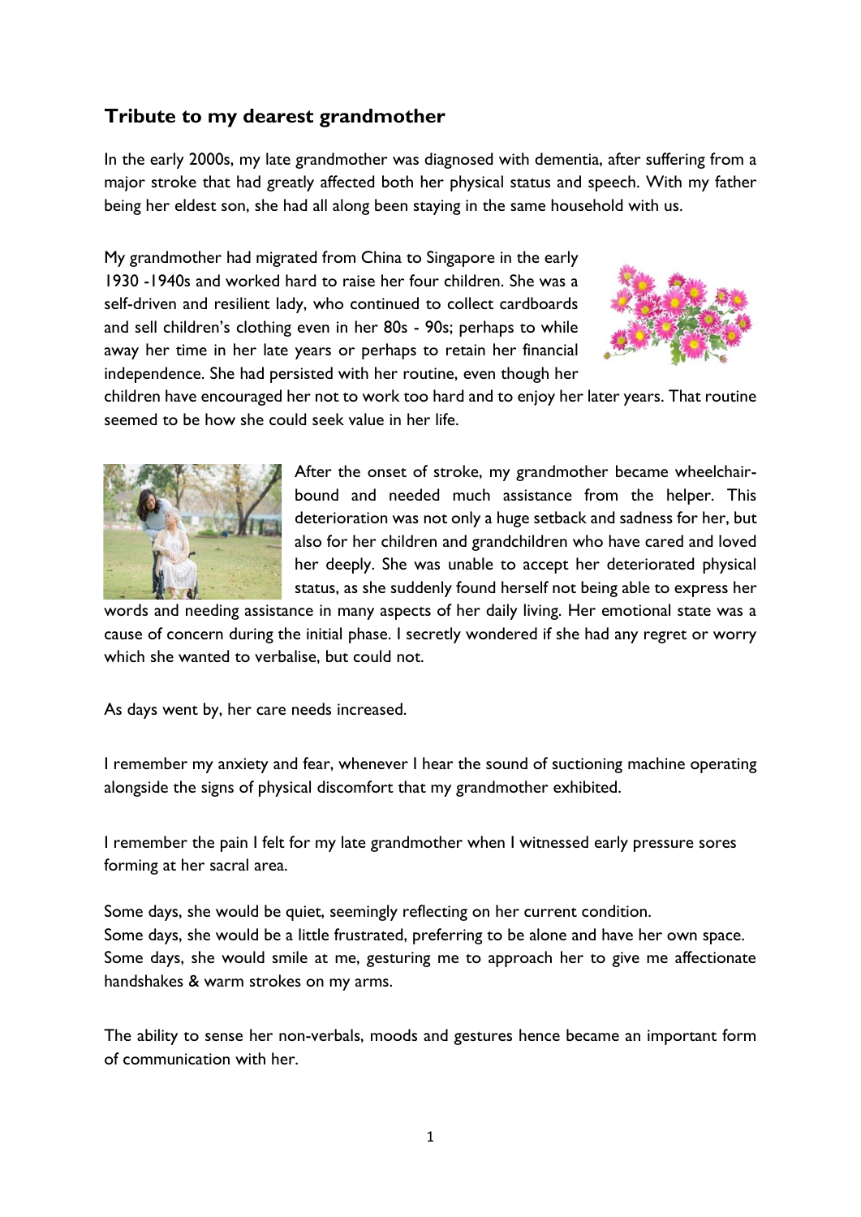## Tribute to my dearest grandmother

In the early 2000s, my late grandmother was diagnosed with dementia, after suffering from a major stroke that had greatly affected both her physical status and speech. With my father being her eldest son, she had all along been staying in the same household with us.

My grandmother had migrated from China to Singapore in the early 1930 -1940s and worked hard to raise her four children. She was a self-driven and resilient lady, who continued to collect cardboards and sell children's clothing even in her 80s - 90s; perhaps to while away her time in her late years or perhaps to retain her financial independence. She had persisted with her routine, even though her children have encouraged her not to work too hard and to enjoy her later years. That routine seemed to be how she could seek value in her life.

After the onset of stroke, my grandmother became wheelchair-bound and needed much assistance from the helper. This deterioration was not only a huge setback and sadness for her, but also for her children and grandchildren who have cared and loved her deeply. She was unable to accept her deteriorated physical status, as she suddenly found herself not being able to express her words and needing assistance in many aspects of her daily living. Her emotional state was a cause of concern during the initial phase. I secretly wondered if she had any regret or worry which she wanted to verbalise, but could not.

As days went by, her care needs increased.

I remember my anxiety and fear, whenever I hear the sound of suctioning machine operating alongside the signs of physical discomfort that my grandmother exhibited.

I remember the pain I felt for my late grandmother when I witnessed early pressure sores forming at her sacral area.

Some days, she would be quiet, seemingly reflecting on her current condition.
Some days, she would be a little frustrated, preferring to be alone and have her own space.
Some days, she would smile at me, gesturing me to approach her to give me affectionate handshakes & warm strokes on my arms.

The ability to sense her non-verbals, moods and gestures hence became an important form of communication with her.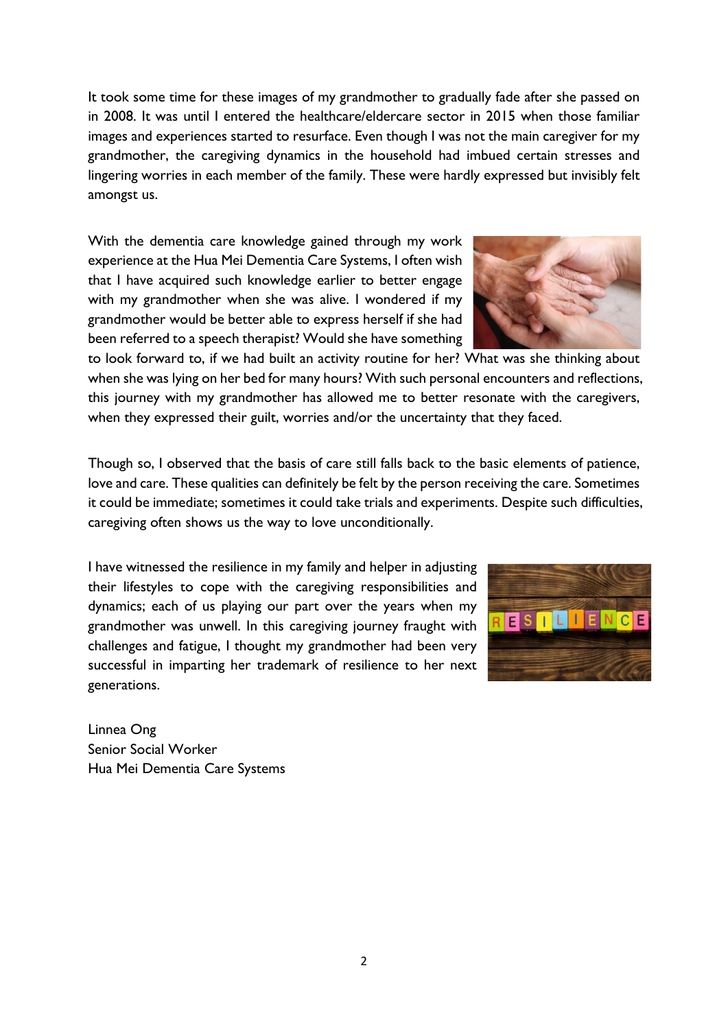It took some time for these images of my grandmother to gradually fade after she passed on in 2008. It was until I entered the healthcare/eldercare sector in 2015 when those familiar images and experiences started to resurface. Even though I was not the main caregiver for my grandmother, the caregiving dynamics in the household had imbued certain stresses and lingering worries in each member of the family. These were hardly expressed but invisibly felt amongst us.

With the dementia care knowledge gained through my work experience at the Hua Mei Dementia Care Systems, I often wish that I have acquired such knowledge earlier to better engage with my grandmother when she was alive. I wondered if my grandmother would be better able to express herself if she had been referred to a speech therapist? Would she have something to look forward to, if we had built an activity routine for her? What was she thinking about when she was lying on her bed for many hours? With such personal encounters and reflections, this journey with my grandmother has allowed me to better resonate with the caregivers, when they expressed their guilt, worries and/or the uncertainty that they faced.

Though so, I observed that the basis of care still falls back to the basic elements of patience, love and care. These qualities can definitely be felt by the person receiving the care. Sometimes it could be immediate; sometimes it could take trials and experiments. Despite such difficulties, caregiving often shows us the way to love unconditionally.

I have witnessed the resilience in my family and helper in adjusting their lifestyles to cope with the caregiving responsibilities and dynamics; each of us playing our part over the years when my grandmother was unwell. In this caregiving journey fraught with challenges and fatigue, I thought my grandmother had been very successful in imparting her trademark of resilience to her next generations.

Linnea Ong
Senior Social Worker
Hua Mei Dementia Care Systems